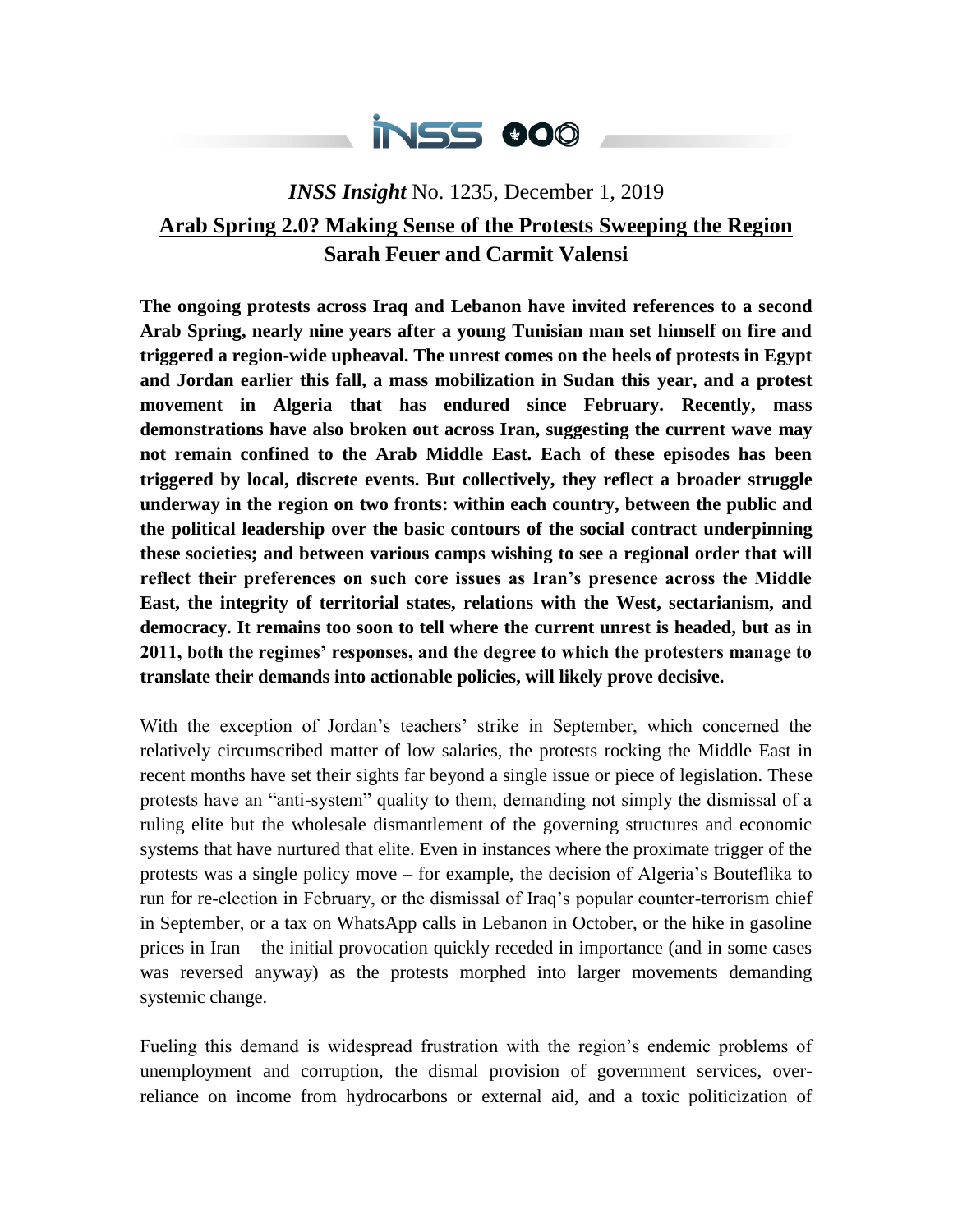*INSS Insight* No. 1235, December 1, 2019

# Arab Spring 2.0? Making Sense of the Protests Sweeping the Region

**Sarah Feuer and Carmit Valensi**

**The ongoing protests across Iraq and Lebanon have invited references to a second Arab Spring, nearly nine years after a young Tunisian man set himself on fire and triggered a region-wide upheaval. The unrest comes on the heels of protests in Egypt and Jordan earlier this fall, a mass mobilization in Sudan this year, and a protest movement in Algeria that has endured since February. Recently, mass demonstrations have also broken out across Iran, suggesting the current wave may not remain confined to the Arab Middle East. Each of these episodes has been triggered by local, discrete events. But collectively, they reflect a broader struggle underway in the region on two fronts: within each country, between the public and the political leadership over the basic contours of the social contract underpinning these societies; and between various camps wishing to see a regional order that will reflect their preferences on such core issues as Iran's presence across the Middle East, the integrity of territorial states, relations with the West, sectarianism, and democracy. It remains too soon to tell where the current unrest is headed, but as in 2011, both the regimes' responses, and the degree to which the protesters manage to translate their demands into actionable policies, will likely prove decisive.**

With the exception of Jordan's teachers' strike in September, which concerned the relatively circumscribed matter of low salaries, the protests rocking the Middle East in recent months have set their sights far beyond a single issue or piece of legislation. These protests have an "anti-system" quality to them, demanding not simply the dismissal of a ruling elite but the wholesale dismantlement of the governing structures and economic systems that have nurtured that elite. Even in instances where the proximate trigger of the protests was a single policy move – for example, the decision of Algeria's Bouteflika to run for re-election in February, or the dismissal of Iraq's popular counter-terrorism chief in September, or a tax on WhatsApp calls in Lebanon in October, or the hike in gasoline prices in Iran – the initial provocation quickly receded in importance (and in some cases was reversed anyway) as the protests morphed into larger movements demanding systemic change.

Fueling this demand is widespread frustration with the region's endemic problems of unemployment and corruption, the dismal provision of government services, over-reliance on income from hydrocarbons or external aid, and a toxic politicization of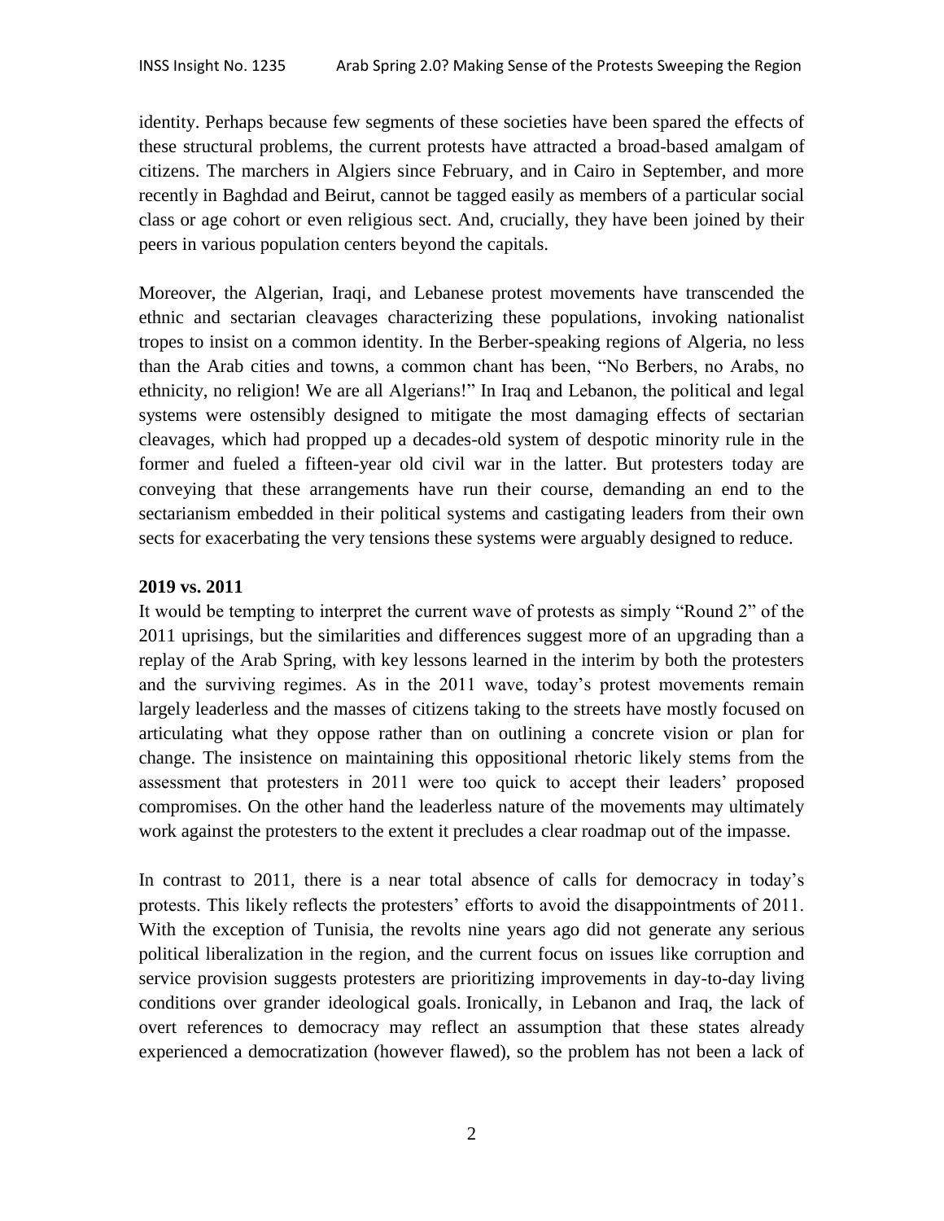identity. Perhaps because few segments of these societies have been spared the effects of these structural problems, the current protests have attracted a broad-based amalgam of citizens. The marchers in Algiers since February, and in Cairo in September, and more recently in Baghdad and Beirut, cannot be tagged easily as members of a particular social class or age cohort or even religious sect. And, crucially, they have been joined by their peers in various population centers beyond the capitals.

Moreover, the Algerian, Iraqi, and Lebanese protest movements have transcended the ethnic and sectarian cleavages characterizing these populations, invoking nationalist tropes to insist on a common identity. In the Berber-speaking regions of Algeria, no less than the Arab cities and towns, a common chant has been, "No Berbers, no Arabs, no ethnicity, no religion! We are all Algerians!" In Iraq and Lebanon, the political and legal systems were ostensibly designed to mitigate the most damaging effects of sectarian cleavages, which had propped up a decades-old system of despotic minority rule in the former and fueled a fifteen-year old civil war in the latter. But protesters today are conveying that these arrangements have run their course, demanding an end to the sectarianism embedded in their political systems and castigating leaders from their own sects for exacerbating the very tensions these systems were arguably designed to reduce.

**2019 vs. 2011**

It would be tempting to interpret the current wave of protests as simply "Round 2" of the 2011 uprisings, but the similarities and differences suggest more of an upgrading than a replay of the Arab Spring, with key lessons learned in the interim by both the protesters and the surviving regimes. As in the 2011 wave, today's protest movements remain largely leaderless and the masses of citizens taking to the streets have mostly focused on articulating what they oppose rather than on outlining a concrete vision or plan for change. The insistence on maintaining this oppositional rhetoric likely stems from the assessment that protesters in 2011 were too quick to accept their leaders' proposed compromises. On the other hand the leaderless nature of the movements may ultimately work against the protesters to the extent it precludes a clear roadmap out of the impasse.

In contrast to 2011, there is a near total absence of calls for democracy in today's protests. This likely reflects the protesters' efforts to avoid the disappointments of 2011. With the exception of Tunisia, the revolts nine years ago did not generate any serious political liberalization in the region, and the current focus on issues like corruption and service provision suggests protesters are prioritizing improvements in day-to-day living conditions over grander ideological goals. Ironically, in Lebanon and Iraq, the lack of overt references to democracy may reflect an assumption that these states already experienced a democratization (however flawed), so the problem has not been a lack of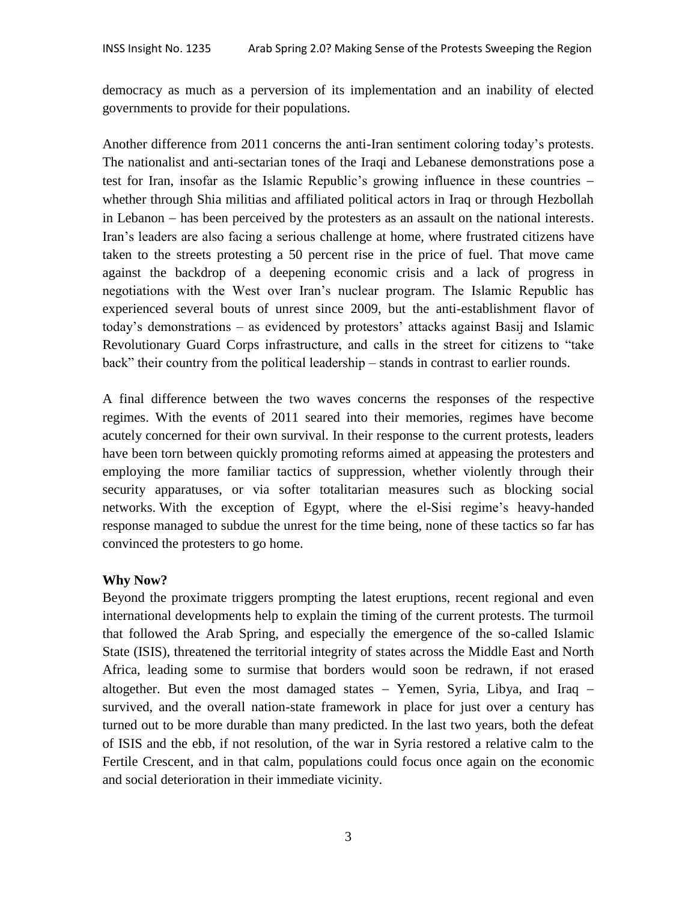democracy as much as a perversion of its implementation and an inability of elected governments to provide for their populations.

Another difference from 2011 concerns the anti-Iran sentiment coloring today's protests. The nationalist and anti-sectarian tones of the Iraqi and Lebanese demonstrations pose a test for Iran, insofar as the Islamic Republic's growing influence in these countries – whether through Shia militias and affiliated political actors in Iraq or through Hezbollah in Lebanon – has been perceived by the protesters as an assault on the national interests. Iran's leaders are also facing a serious challenge at home, where frustrated citizens have taken to the streets protesting a 50 percent rise in the price of fuel. That move came against the backdrop of a deepening economic crisis and a lack of progress in negotiations with the West over Iran's nuclear program. The Islamic Republic has experienced several bouts of unrest since 2009, but the anti-establishment flavor of today's demonstrations – as evidenced by protestors' attacks against Basij and Islamic Revolutionary Guard Corps infrastructure, and calls in the street for citizens to "take back" their country from the political leadership – stands in contrast to earlier rounds.

A final difference between the two waves concerns the responses of the respective regimes. With the events of 2011 seared into their memories, regimes have become acutely concerned for their own survival. In their response to the current protests, leaders have been torn between quickly promoting reforms aimed at appeasing the protesters and employing the more familiar tactics of suppression, whether violently through their security apparatuses, or via softer totalitarian measures such as blocking social networks. With the exception of Egypt, where the el-Sisi regime's heavy-handed response managed to subdue the unrest for the time being, none of these tactics so far has convinced the protesters to go home.

**Why Now?**

Beyond the proximate triggers prompting the latest eruptions, recent regional and even international developments help to explain the timing of the current protests. The turmoil that followed the Arab Spring, and especially the emergence of the so-called Islamic State (ISIS), threatened the territorial integrity of states across the Middle East and North Africa, leading some to surmise that borders would soon be redrawn, if not erased altogether. But even the most damaged states – Yemen, Syria, Libya, and Iraq – survived, and the overall nation-state framework in place for just over a century has turned out to be more durable than many predicted. In the last two years, both the defeat of ISIS and the ebb, if not resolution, of the war in Syria restored a relative calm to the Fertile Crescent, and in that calm, populations could focus once again on the economic and social deterioration in their immediate vicinity.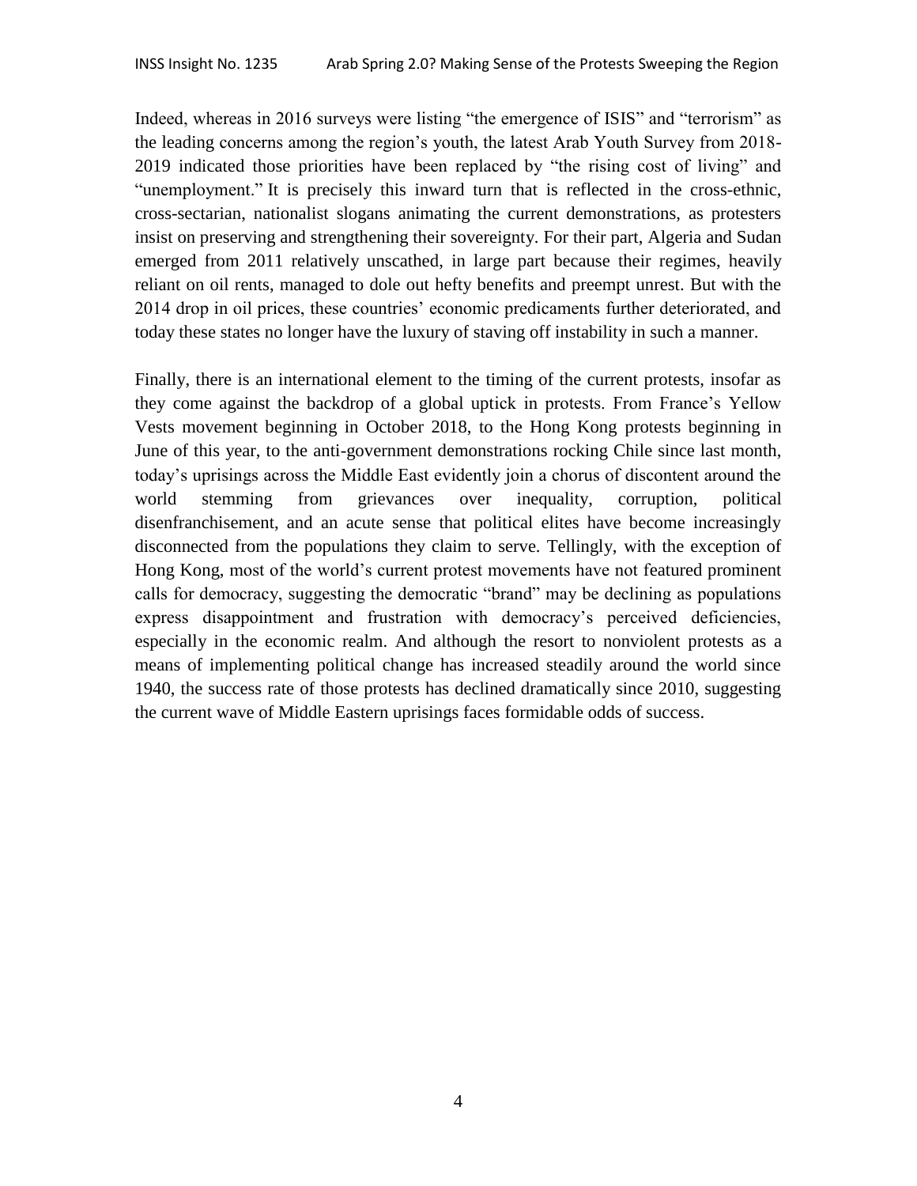Indeed, whereas in 2016 surveys were listing "the emergence of ISIS" and "terrorism" as the leading concerns among the region's youth, the latest Arab Youth Survey from 2018-2019 indicated those priorities have been replaced by "the rising cost of living" and "unemployment." It is precisely this inward turn that is reflected in the cross-ethnic, cross-sectarian, nationalist slogans animating the current demonstrations, as protesters insist on preserving and strengthening their sovereignty. For their part, Algeria and Sudan emerged from 2011 relatively unscathed, in large part because their regimes, heavily reliant on oil rents, managed to dole out hefty benefits and preempt unrest. But with the 2014 drop in oil prices, these countries' economic predicaments further deteriorated, and today these states no longer have the luxury of staving off instability in such a manner.

Finally, there is an international element to the timing of the current protests, insofar as they come against the backdrop of a global uptick in protests. From France's Yellow Vests movement beginning in October 2018, to the Hong Kong protests beginning in June of this year, to the anti-government demonstrations rocking Chile since last month, today's uprisings across the Middle East evidently join a chorus of discontent around the world stemming from grievances over inequality, corruption, political disenfranchisement, and an acute sense that political elites have become increasingly disconnected from the populations they claim to serve. Tellingly, with the exception of Hong Kong, most of the world's current protest movements have not featured prominent calls for democracy, suggesting the democratic "brand" may be declining as populations express disappointment and frustration with democracy's perceived deficiencies, especially in the economic realm. And although the resort to nonviolent protests as a means of implementing political change has increased steadily around the world since 1940, the success rate of those protests has declined dramatically since 2010, suggesting the current wave of Middle Eastern uprisings faces formidable odds of success.